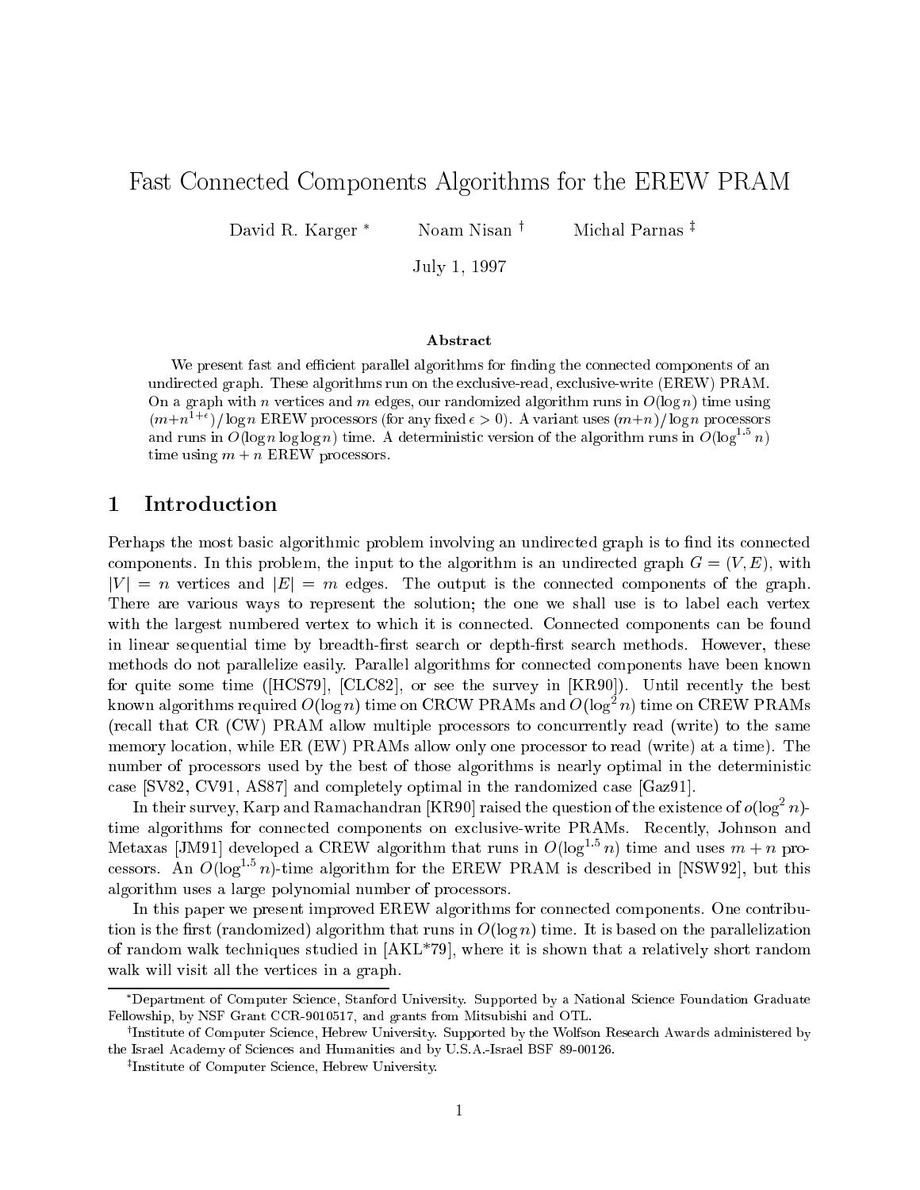# Fast Connected Components Algorithms for the EREW PRAM

David R. Karger [*] Noam Nisan [†] Michal Parnas [‡]

July 1, 1997

### Abstract

We present fast and efficient parallel algorithms for finding the connected components of an undirected graph. These algorithms run on the exclusive-read, exclusive-write (EREW) PRAM. On a graph with $n$ vertices and $m$ edges, our randomized algorithm runs in $O(\log n)$ time using $(m+n^{1+\epsilon})/\log n$ EREW processors (for any fixed $\epsilon > 0$). A variant uses $(m+n)/\log n$ processors and runs in $O(\log n \log\log n)$ time. A deterministic version of the algorithm runs in $O(\log^{1.5} n)$ time using $m + n$ EREW processors.

## 1 Introduction

Perhaps the most basic algorithmic problem involving an undirected graph is to find its connected components. In this problem, the input to the algorithm is an undirected graph $G = (V, E)$, with $|V| = n$ vertices and $|E| = m$ edges. The output is the connected components of the graph. There are various ways to represent the solution; the one we shall use is to label each vertex with the largest numbered vertex to which it is connected. Connected components can be found in linear sequential time by breadth-first search or depth-first search methods. However, these methods do not parallelize easily. Parallel algorithms for connected components have been known for quite some time ([HCS79], [CLC82], or see the survey in [KR90]). Until recently the best known algorithms required $O(\log n)$ time on CRCW PRAMs and $O(\log^2 n)$ time on CREW PRAMs (recall that CR (CW) PRAM allow multiple processors to concurrently read (write) to the same memory location, while ER (EW) PRAMs allow only one processor to read (write) at a time). The number of processors used by the best of those algorithms is nearly optimal in the deterministic case [SV82, CV91, AS87] and completely optimal in the randomized case [Gaz91].

In their survey, Karp and Ramachandran [KR90] raised the question of the existence of $o(\log^2 n)$-time algorithms for connected components on exclusive-write PRAMs. Recently, Johnson and Metaxas [JM91] developed a CREW algorithm that runs in $O(\log^{1.5} n)$ time and uses $m + n$ processors. An $O(\log^{1.5} n)$-time algorithm for the EREW PRAM is described in [NSW92], but this algorithm uses a large polynomial number of processors.

In this paper we present improved EREW algorithms for connected components. One contribution is the first (randomized) algorithm that runs in $O(\log n)$ time. It is based on the parallelization of random walk techniques studied in [AKL*79], where it is shown that a relatively short random walk will visit all the vertices in a graph.

[*] Department of Computer Science, Stanford University. Supported by a National Science Foundation Graduate Fellowship, by NSF Grant CCR-9010517, and grants from Mitsubishi and OTL.

[†] Institute of Computer Science, Hebrew University. Supported by the Wolfson Research Awards administered by the Israel Academy of Sciences and Humanities and by U.S.A.-Israel BSF 89-00126.

[‡] Institute of Computer Science, Hebrew University.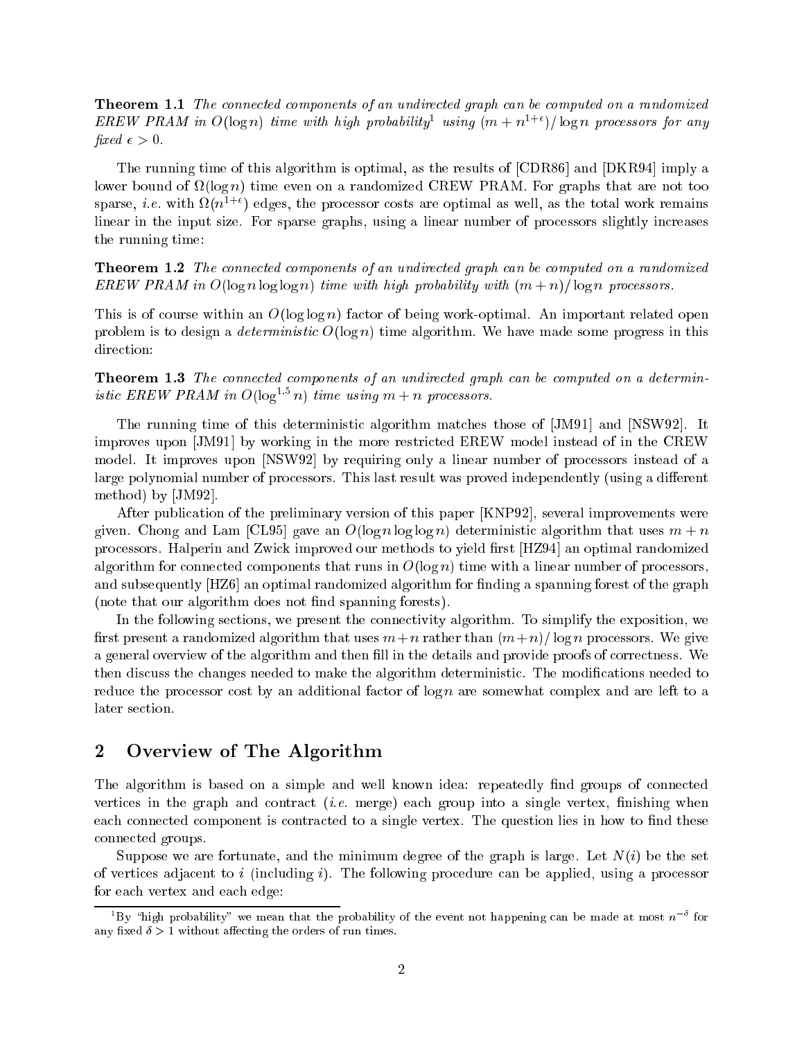**Theorem 1.1** *The connected components of an undirected graph can be computed on a randomized EREW PRAM in $O(\log n)$ time with high probability*[1] *using $(m + n^{1+\epsilon})/\log n$ processors for any fixed $\epsilon > 0$.*

The running time of this algorithm is optimal, as the results of [CDR86] and [DKR94] imply a lower bound of $\Omega(\log n)$ time even on a randomized CREW PRAM. For graphs that are not too sparse, *i.e.* with $\Omega(n^{1+\epsilon})$ edges, the processor costs are optimal as well, as the total work remains linear in the input size. For sparse graphs, using a linear number of processors slightly increases the running time:

**Theorem 1.2** *The connected components of an undirected graph can be computed on a randomized EREW PRAM in $O(\log n \log\log n)$ time with high probability with $(m + n)/\log n$ processors.*

This is of course within an $O(\log\log n)$ factor of being work-optimal. An important related open problem is to design a *deterministic* $O(\log n)$ time algorithm. We have made some progress in this direction:

**Theorem 1.3** *The connected components of an undirected graph can be computed on a deterministic EREW PRAM in $O(\log^{1.5} n)$ time using $m + n$ processors.*

The running time of this deterministic algorithm matches those of [JM91] and [NSW92]. It improves upon [JM91] by working in the more restricted EREW model instead of in the CREW model. It improves upon [NSW92] by requiring only a linear number of processors instead of a large polynomial number of processors. This last result was proved independently (using a different method) by [JM92].

After publication of the preliminary version of this paper [KNP92], several improvements were given. Chong and Lam [CL95] gave an $O(\log n \log\log n)$ deterministic algorithm that uses $m + n$ processors. Halperin and Zwick improved our methods to yield first [HZ94] an optimal randomized algorithm for connected components that runs in $O(\log n)$ time with a linear number of processors, and subsequently [HZ6] an optimal randomized algorithm for finding a spanning forest of the graph (note that our algorithm does not find spanning forests).

In the following sections, we present the connectivity algorithm. To simplify the exposition, we first present a randomized algorithm that uses $m+n$ rather than $(m+n)/\log n$ processors. We give a general overview of the algorithm and then fill in the details and provide proofs of correctness. We then discuss the changes needed to make the algorithm deterministic. The modifications needed to reduce the processor cost by an additional factor of $\log n$ are somewhat complex and are left to a later section.

## 2 Overview of The Algorithm

The algorithm is based on a simple and well known idea: repeatedly find groups of connected vertices in the graph and contract (*i.e.* merge) each group into a single vertex, finishing when each connected component is contracted to a single vertex. The question lies in how to find these connected groups.

Suppose we are fortunate, and the minimum degree of the graph is large. Let $N(i)$ be the set of vertices adjacent to $i$ (including $i$). The following procedure can be applied, using a processor for each vertex and each edge:

[1] By "high probability" we mean that the probability of the event not happening can be made at most $n^{-\delta}$ for any fixed $\delta > 1$ without affecting the orders of run times.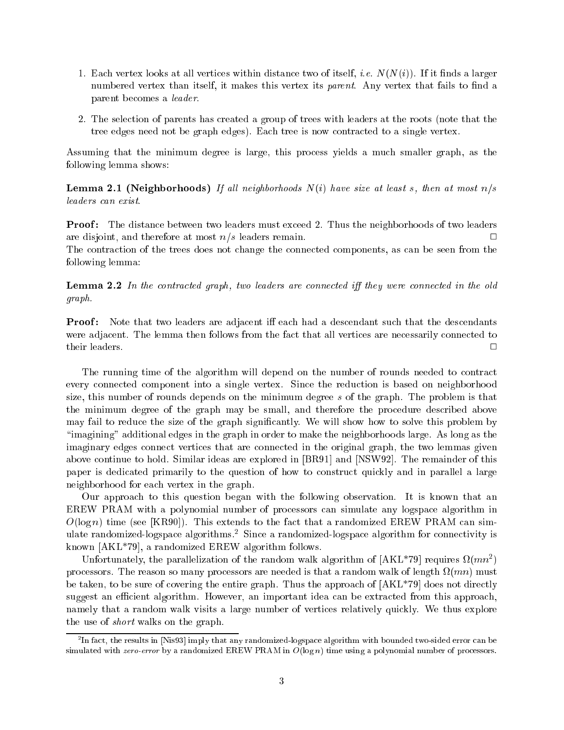1. Each vertex looks at all vertices within distance two of itself, *i.e.* $N(N(i))$. If it finds a larger numbered vertex than itself, it makes this vertex its *parent*. Any vertex that fails to find a parent becomes a *leader*.

2. The selection of parents has created a group of trees with leaders at the roots (note that the tree edges need not be graph edges). Each tree is now contracted to a single vertex.

Assuming that the minimum degree is large, this process yields a much smaller graph, as the following lemma shows:

**Lemma 2.1 (Neighborhoods)** *If all neighborhoods $N(i)$ have size at least $s$, then at most $n/s$ leaders can exist.*

**Proof:** The distance between two leaders must exceed 2. Thus the neighborhoods of two leaders are disjoint, and therefore at most $n/s$ leaders remain. □

The contraction of the trees does not change the connected components, as can be seen from the following lemma:

**Lemma 2.2** *In the contracted graph, two leaders are connected iff they were connected in the old graph.*

**Proof:** Note that two leaders are adjacent iff each had a descendant such that the descendants were adjacent. The lemma then follows from the fact that all vertices are necessarily connected to their leaders. □

The running time of the algorithm will depend on the number of rounds needed to contract every connected component into a single vertex. Since the reduction is based on neighborhood size, this number of rounds depends on the minimum degree $s$ of the graph. The problem is that the minimum degree of the graph may be small, and therefore the procedure described above may fail to reduce the size of the graph significantly. We will show how to solve this problem by "imagining" additional edges in the graph in order to make the neighborhoods large. As long as the imaginary edges connect vertices that are connected in the original graph, the two lemmas given above continue to hold. Similar ideas are explored in [BR91] and [NSW92]. The remainder of this paper is dedicated primarily to the question of how to construct quickly and in parallel a large neighborhood for each vertex in the graph.

Our approach to this question began with the following observation. It is known that an EREW PRAM with a polynomial number of processors can simulate any logspace algorithm in $O(\log n)$ time (see [KR90]). This extends to the fact that a randomized EREW PRAM can simulate randomized-logspace algorithms.[2] Since a randomized-logspace algorithm for connectivity is known [AKL*79], a randomized EREW algorithm follows.

Unfortunately, the parallelization of the random walk algorithm of [AKL*79] requires $\Omega(mn^2)$ processors. The reason so many processors are needed is that a random walk of length $\Omega(mn)$ must be taken, to be sure of covering the entire graph. Thus the approach of [AKL*79] does not directly suggest an efficient algorithm. However, an important idea can be extracted from this approach, namely that a random walk visits a large number of vertices relatively quickly. We thus explore the use of *short* walks on the graph.

[2] In fact, the results in [Nis93] imply that any randomized-logspace algorithm with bounded two-sided error can be simulated with *zero-error* by a randomized EREW PRAM in $O(\log n)$ time using a polynomial number of processors.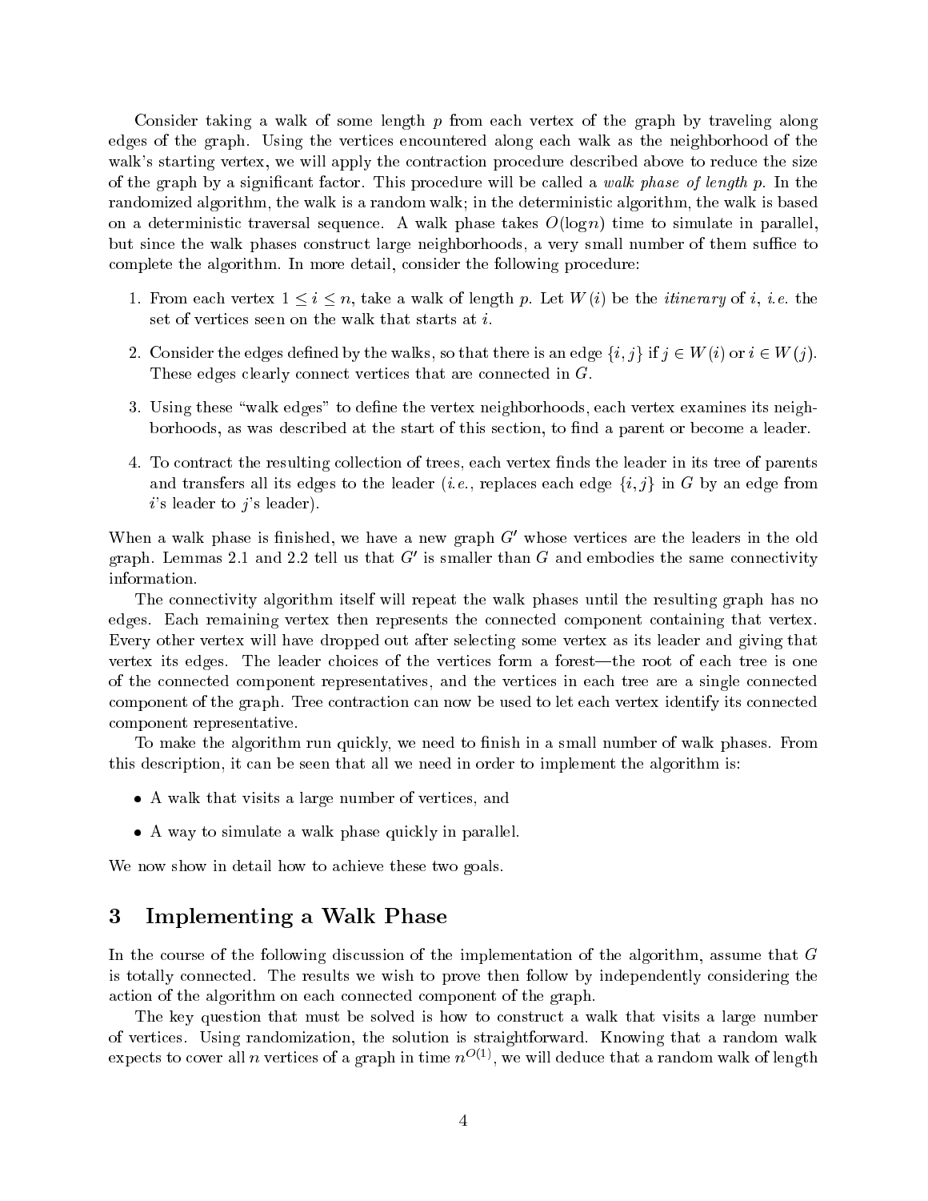Consider taking a walk of some length $p$ from each vertex of the graph by traveling along edges of the graph. Using the vertices encountered along each walk as the neighborhood of the walk's starting vertex, we will apply the contraction procedure described above to reduce the size of the graph by a significant factor. This procedure will be called a *walk phase of length $p$*. In the randomized algorithm, the walk is a random walk; in the deterministic algorithm, the walk is based on a deterministic traversal sequence. A walk phase takes $O(\log n)$ time to simulate in parallel, but since the walk phases construct large neighborhoods, a very small number of them suffice to complete the algorithm. In more detail, consider the following procedure:

1. From each vertex $1 \leq i \leq n$, take a walk of length $p$. Let $W(i)$ be the *itinerary* of $i$, *i.e.* the set of vertices seen on the walk that starts at $i$.
2. Consider the edges defined by the walks, so that there is an edge $\{i, j\}$ if $j \in W(i)$ or $i \in W(j)$. These edges clearly connect vertices that are connected in $G$.
3. Using these "walk edges" to define the vertex neighborhoods, each vertex examines its neighborhoods, as was described at the start of this section, to find a parent or become a leader.
4. To contract the resulting collection of trees, each vertex finds the leader in its tree of parents and transfers all its edges to the leader (*i.e.*, replaces each edge $\{i, j\}$ in $G$ by an edge from $i$'s leader to $j$'s leader).

When a walk phase is finished, we have a new graph $G'$ whose vertices are the leaders in the old graph. Lemmas 2.1 and 2.2 tell us that $G'$ is smaller than $G$ and embodies the same connectivity information.

The connectivity algorithm itself will repeat the walk phases until the resulting graph has no edges. Each remaining vertex then represents the connected component containing that vertex. Every other vertex will have dropped out after selecting some vertex as its leader and giving that vertex its edges. The leader choices of the vertices form a forest—the root of each tree is one of the connected component representatives, and the vertices in each tree are a single connected component of the graph. Tree contraction can now be used to let each vertex identify its connected component representative.

To make the algorithm run quickly, we need to finish in a small number of walk phases. From this description, it can be seen that all we need in order to implement the algorithm is:

- A walk that visits a large number of vertices, and
- A way to simulate a walk phase quickly in parallel.

We now show in detail how to achieve these two goals.

## 3 Implementing a Walk Phase

In the course of the following discussion of the implementation of the algorithm, assume that $G$ is totally connected. The results we wish to prove then follow by independently considering the action of the algorithm on each connected component of the graph.

The key question that must be solved is how to construct a walk that visits a large number of vertices. Using randomization, the solution is straightforward. Knowing that a random walk expects to cover all $n$ vertices of a graph in time $n^{O(1)}$, we will deduce that a random walk of length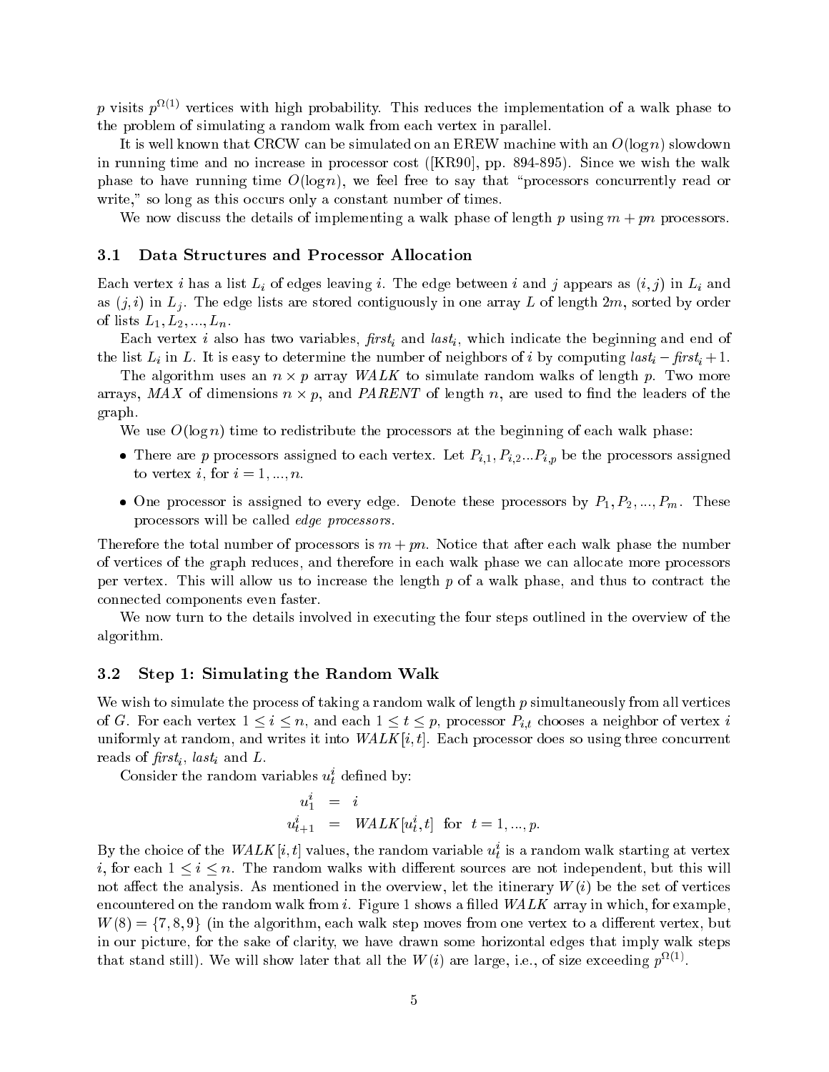$p$ visits $p^{\Omega(1)}$ vertices with high probability. This reduces the implementation of a walk phase to the problem of simulating a random walk from each vertex in parallel.

It is well known that CRCW can be simulated on an EREW machine with an $O(\log n)$ slowdown in running time and no increase in processor cost ([KR90], pp. 894-895). Since we wish the walk phase to have running time $O(\log n)$, we feel free to say that "processors concurrently read or write," so long as this occurs only a constant number of times.

We now discuss the details of implementing a walk phase of length $p$ using $m + pn$ processors.

## 3.1 Data Structures and Processor Allocation

Each vertex $i$ has a list $L_i$ of edges leaving $i$. The edge between $i$ and $j$ appears as $(i, j)$ in $L_i$ and as $(j, i)$ in $L_j$. The edge lists are stored contiguously in one array $L$ of length $2m$, sorted by order of lists $L_1, L_2, ..., L_n$.

Each vertex $i$ also has two variables, $first_i$ and $last_i$, which indicate the beginning and end of the list $L_i$ in $L$. It is easy to determine the number of neighbors of $i$ by computing $last_i - first_i + 1$.

The algorithm uses an $n \times p$ array $WALK$ to simulate random walks of length $p$. Two more arrays, $MAX$ of dimensions $n \times p$, and $PARENT$ of length $n$, are used to find the leaders of the graph.

We use $O(\log n)$ time to redistribute the processors at the beginning of each walk phase:

- There are $p$ processors assigned to each vertex. Let $P_{i,1}, P_{i,2}...P_{i,p}$ be the processors assigned to vertex $i$, for $i = 1, ..., n$.
- One processor is assigned to every edge. Denote these processors by $P_1, P_2, ..., P_m$. These processors will be called *edge processors*.

Therefore the total number of processors is $m + pn$. Notice that after each walk phase the number of vertices of the graph reduces, and therefore in each walk phase we can allocate more processors per vertex. This will allow us to increase the length $p$ of a walk phase, and thus to contract the connected components even faster.

We now turn to the details involved in executing the four steps outlined in the overview of the algorithm.

## 3.2 Step 1: Simulating the Random Walk

We wish to simulate the process of taking a random walk of length $p$ simultaneously from all vertices of $G$. For each vertex $1 \leq i \leq n$, and each $1 \leq t \leq p$, processor $P_{i,t}$ chooses a neighbor of vertex $i$ uniformly at random, and writes it into $WALK[i, t]$. Each processor does so using three concurrent reads of $first_i$, $last_i$ and $L$.

Consider the random variables $u_t^i$ defined by:

$$
\begin{aligned}
u_1^i &= i \\
u_{t+1}^i &= WALK[u_t^i, t] \quad \text{for} \quad t = 1, ..., p.
\end{aligned}
$$

By the choice of the $WALK[i, t]$ values, the random variable $u_t^i$ is a random walk starting at vertex $i$, for each $1 \leq i \leq n$. The random walks with different sources are not independent, but this will not affect the analysis. As mentioned in the overview, let the itinerary $W(i)$ be the set of vertices encountered on the random walk from $i$. Figure 1 shows a filled $WALK$ array in which, for example, $W(8) = \{7, 8, 9\}$ (in the algorithm, each walk step moves from one vertex to a different vertex, but in our picture, for the sake of clarity, we have drawn some horizontal edges that imply walk steps that stand still). We will show later that all the $W(i)$ are large, i.e., of size exceeding $p^{\Omega(1)}$.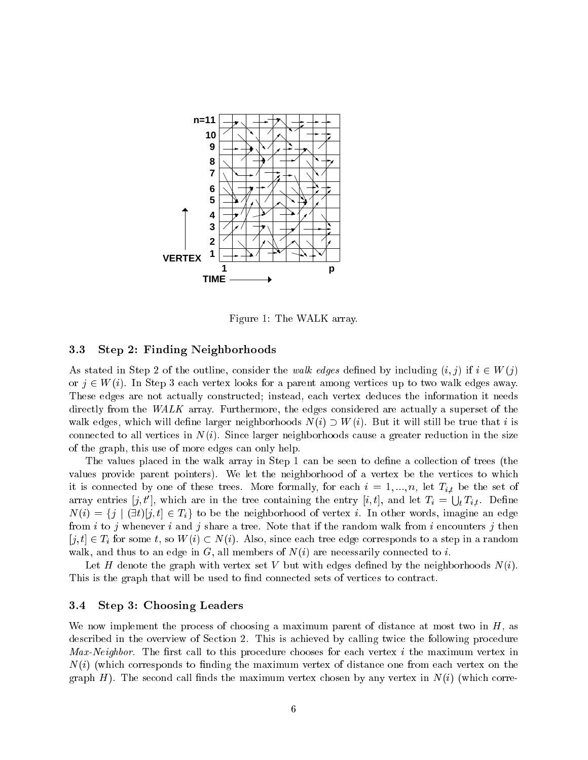Figure 1: The WALK array.

### 3.3 Step 2: Finding Neighborhoods

As stated in Step 2 of the outline, consider the *walk edges* defined by including $(i, j)$ if $i \in W(j)$ or $j \in W(i)$. In Step 3 each vertex looks for a parent among vertices up to two walk edges away. These edges are not actually constructed; instead, each vertex deduces the information it needs directly from the *WALK* array. Furthermore, the edges considered are actually a superset of the walk edges, which will define larger neighborhoods $N(i) \supset W(i)$. But it will still be true that $i$ is connected to all vertices in $N(i)$. Since larger neighborhoods cause a greater reduction in the size of the graph, this use of more edges can only help.

The values placed in the walk array in Step 1 can be seen to define a collection of trees (the values provide parent pointers). We let the neighborhood of a vertex be the vertices to which it is connected by one of these trees. More formally, for each $i = 1, ..., n$, let $T_{i,t}$ be the set of array entries $[j, t']$, which are in the tree containing the entry $[i, t]$, and let $T_i = \bigcup_t T_{i,t}$. Define $N(i) = \{j \mid (\exists t)[j, t] \in T_i\}$ to be the neighborhood of vertex $i$. In other words, imagine an edge from $i$ to $j$ whenever $i$ and $j$ share a tree. Note that if the random walk from $i$ encounters $j$ then $[j, t] \in T_i$ for some $t$, so $W(i) \subset N(i)$. Also, since each tree edge corresponds to a step in a random walk, and thus to an edge in $G$, all members of $N(i)$ are necessarily connected to $i$.

Let $H$ denote the graph with vertex set $V$ but with edges defined by the neighborhoods $N(i)$. This is the graph that will be used to find connected sets of vertices to contract.

### 3.4 Step 3: Choosing Leaders

We now implement the process of choosing a maximum parent of distance at most two in $H$, as described in the overview of Section 2. This is achieved by calling twice the following procedure *Max-Neighbor*. The first call to this procedure chooses for each vertex $i$ the maximum vertex in $N(i)$ (which corresponds to finding the maximum vertex of distance one from each vertex on the graph $H$). The second call finds the maximum vertex chosen by any vertex in $N(i)$ (which corre-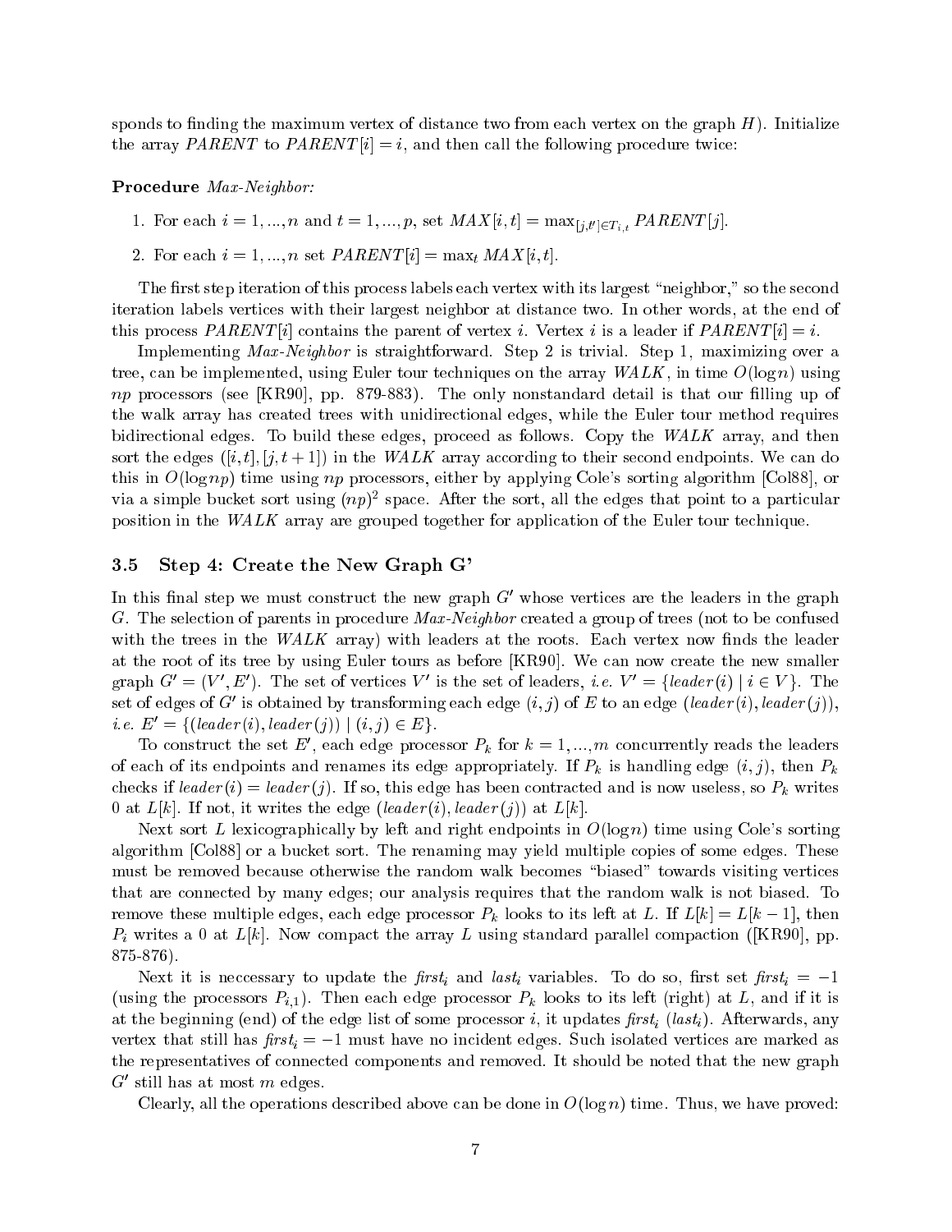sponds to finding the maximum vertex of distance two from each vertex on the graph $H$). Initialize the array $PARENT$ to $PARENT[i] = i$, and then call the following procedure twice:

**Procedure** *Max-Neighbor:*

1. For each $i = 1, ..., n$ and $t = 1, ..., p$, set $MAX[i,t] = \max_{[j,t'] \in T_{i,t}} PARENT[j]$.
2. For each $i = 1, ..., n$ set $PARENT[i] = \max_t MAX[i,t]$.

The first step iteration of this process labels each vertex with its largest "neighbor," so the second iteration labels vertices with their largest neighbor at distance two. In other words, at the end of this process $PARENT[i]$ contains the parent of vertex $i$. Vertex $i$ is a leader if $PARENT[i] = i$.

Implementing *Max-Neighbor* is straightforward. Step 2 is trivial. Step 1, maximizing over a tree, can be implemented, using Euler tour techniques on the array $WALK$, in time $O(\log n)$ using $np$ processors (see [KR90], pp. 879-883). The only nonstandard detail is that our filling up of the walk array has created trees with unidirectional edges, while the Euler tour method requires bidirectional edges. To build these edges, proceed as follows. Copy the $WALK$ array, and then sort the edges $([i,t],[j,t+1])$ in the $WALK$ array according to their second endpoints. We can do this in $O(\log np)$ time using $np$ processors, either by applying Cole's sorting algorithm [Col88], or via a simple bucket sort using $(np)^2$ space. After the sort, all the edges that point to a particular position in the $WALK$ array are grouped together for application of the Euler tour technique.

## 3.5 Step 4: Create the New Graph G'

In this final step we must construct the new graph $G'$ whose vertices are the leaders in the graph $G$. The selection of parents in procedure *Max-Neighbor* created a group of trees (not to be confused with the trees in the $WALK$ array) with leaders at the roots. Each vertex now finds the leader at the root of its tree by using Euler tours as before [KR90]. We can now create the new smaller graph $G' = (V', E')$. The set of vertices $V'$ is the set of leaders, *i.e.* $V' = \{leader(i) \mid i \in V\}$. The set of edges of $G'$ is obtained by transforming each edge $(i,j)$ of $E$ to an edge $(leader(i), leader(j))$, *i.e.* $E' = \{(leader(i), leader(j)) \mid (i,j) \in E\}$.

To construct the set $E'$, each edge processor $P_k$ for $k = 1, ..., m$ concurrently reads the leaders of each of its endpoints and renames its edge appropriately. If $P_k$ is handling edge $(i,j)$, then $P_k$ checks if $leader(i) = leader(j)$. If so, this edge has been contracted and is now useless, so $P_k$ writes 0 at $L[k]$. If not, it writes the edge $(leader(i), leader(j))$ at $L[k]$.

Next sort $L$ lexicographically by left and right endpoints in $O(\log n)$ time using Cole's sorting algorithm [Col88] or a bucket sort. The renaming may yield multiple copies of some edges. These must be removed because otherwise the random walk becomes "biased" towards visiting vertices that are connected by many edges; our analysis requires that the random walk is not biased. To remove these multiple edges, each edge processor $P_k$ looks to its left at $L$. If $L[k] = L[k-1]$, then $P_i$ writes a 0 at $L[k]$. Now compact the array $L$ using standard parallel compaction ([KR90], pp. 875-876).

Next it is neccessary to update the $first_i$ and $last_i$ variables. To do so, first set $first_i = -1$ (using the processors $P_{i,1}$). Then each edge processor $P_k$ looks to its left (right) at $L$, and if it is at the beginning (end) of the edge list of some processor $i$, it updates $first_i$ ($last_i$). Afterwards, any vertex that still has $first_i = -1$ must have no incident edges. Such isolated vertices are marked as the representatives of connected components and removed. It should be noted that the new graph $G'$ still has at most $m$ edges.

Clearly, all the operations described above can be done in $O(\log n)$ time. Thus, we have proved: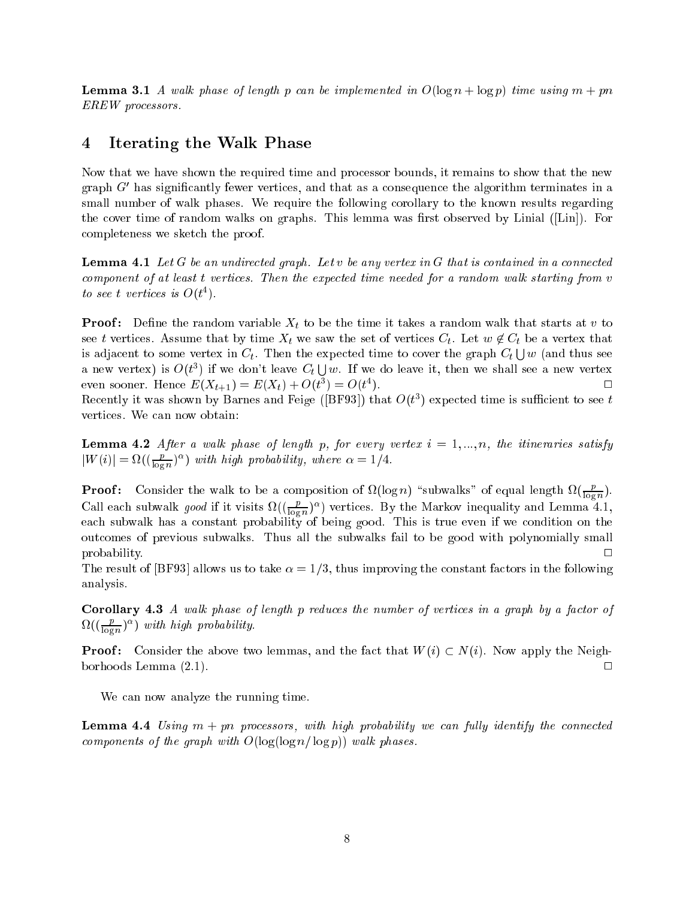**Lemma 3.1** *A walk phase of length $p$ can be implemented in $O(\log n + \log p)$ time using $m + pn$ EREW processors.*

## 4 Iterating the Walk Phase

Now that we have shown the required time and processor bounds, it remains to show that the new graph $G'$ has significantly fewer vertices, and that as a consequence the algorithm terminates in a small number of walk phases. We require the following corollary to the known results regarding the cover time of random walks on graphs. This lemma was first observed by Linial ([Lin]). For completeness we sketch the proof.

**Lemma 4.1** *Let $G$ be an undirected graph. Let $v$ be any vertex in $G$ that is contained in a connected component of at least $t$ vertices. Then the expected time needed for a random walk starting from $v$ to see $t$ vertices is $O(t^4)$.*

**Proof:** Define the random variable $X_t$ to be the time it takes a random walk that starts at $v$ to see $t$ vertices. Assume that by time $X_t$ we saw the set of vertices $C_t$. Let $w \notin C_t$ be a vertex that is adjacent to some vertex in $C_t$. Then the expected time to cover the graph $C_t \bigcup w$ (and thus see a new vertex) is $O(t^3)$ if we don't leave $C_t \bigcup w$. If we do leave it, then we shall see a new vertex even sooner. Hence $E(X_{t+1}) = E(X_t) + O(t^3) = O(t^4)$. □

Recently it was shown by Barnes and Feige ([BF93]) that $O(t^3)$ expected time is sufficient to see $t$ vertices. We can now obtain:

**Lemma 4.2** *After a walk phase of length $p$, for every vertex $i = 1, ..., n$, the itineraries satisfy $|W(i)| = \Omega((\frac{p}{\log n})^\alpha)$ with high probability, where $\alpha = 1/4$.*

**Proof:** Consider the walk to be a composition of $\Omega(\log n)$ "subwalks" of equal length $\Omega(\frac{p}{\log n})$. Call each subwalk *good* if it visits $\Omega((\frac{p}{\log n})^\alpha)$ vertices. By the Markov inequality and Lemma 4.1, each subwalk has a constant probability of being good. This is true even if we condition on the outcomes of previous subwalks. Thus all the subwalks fail to be good with polynomially small probability. □

The result of [BF93] allows us to take $\alpha = 1/3$, thus improving the constant factors in the following analysis.

**Corollary 4.3** *A walk phase of length $p$ reduces the number of vertices in a graph by a factor of $\Omega((\frac{p}{\log n})^\alpha)$ with high probability.*

**Proof:** Consider the above two lemmas, and the fact that $W(i) \subset N(i)$. Now apply the Neighborhoods Lemma (2.1). □

We can now analyze the running time.

**Lemma 4.4** *Using $m + pn$ processors, with high probability we can fully identify the connected components of the graph with $O(\log(\log n / \log p))$ walk phases.*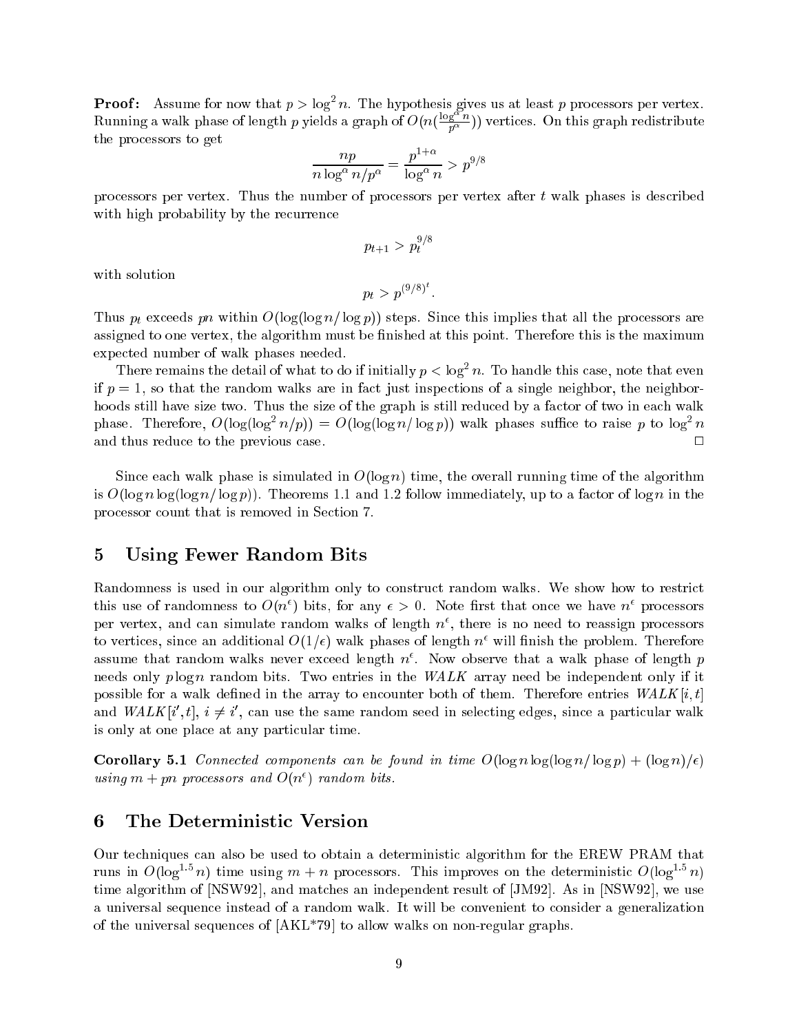**Proof:** Assume for now that $p > \log^2 n$. The hypothesis gives us at least $p$ processors per vertex. Running a walk phase of length $p$ yields a graph of $O(n(\frac{\log^\alpha n}{p^\alpha}))$ vertices. On this graph redistribute the processors to get

$$\frac{np}{n \log^\alpha n / p^\alpha} = \frac{p^{1+\alpha}}{\log^\alpha n} > p^{9/8}$$

processors per vertex. Thus the number of processors per vertex after $t$ walk phases is described with high probability by the recurrence

$$p_{t+1} > p_t^{9/8}$$

with solution

$$p_t > p^{(9/8)^t}.$$

Thus $p_t$ exceeds $pn$ within $O(\log(\log n / \log p))$ steps. Since this implies that all the processors are assigned to one vertex, the algorithm must be finished at this point. Therefore this is the maximum expected number of walk phases needed.

There remains the detail of what to do if initially $p < \log^2 n$. To handle this case, note that even if $p = 1$, so that the random walks are in fact just inspections of a single neighbor, the neighborhoods still have size two. Thus the size of the graph is still reduced by a factor of two in each walk phase. Therefore, $O(\log(\log^2 n/p)) = O(\log(\log n / \log p))$ walk phases suffice to raise $p$ to $\log^2 n$ and thus reduce to the previous case. □

Since each walk phase is simulated in $O(\log n)$ time, the overall running time of the algorithm is $O(\log n \log(\log n / \log p))$. Theorems 1.1 and 1.2 follow immediately, up to a factor of $\log n$ in the processor count that is removed in Section 7.

## 5 Using Fewer Random Bits

Randomness is used in our algorithm only to construct random walks. We show how to restrict this use of randomness to $O(n^\epsilon)$ bits, for any $\epsilon > 0$. Note first that once we have $n^\epsilon$ processors per vertex, and can simulate random walks of length $n^\epsilon$, there is no need to reassign processors to vertices, since an additional $O(1/\epsilon)$ walk phases of length $n^\epsilon$ will finish the problem. Therefore assume that random walks never exceed length $n^\epsilon$. Now observe that a walk phase of length $p$ needs only $p \log n$ random bits. Two entries in the *WALK* array need be independent only if it possible for a walk defined in the array to encounter both of them. Therefore entries $WALK[i, t]$ and $WALK[i', t]$, $i \neq i'$, can use the same random seed in selecting edges, since a particular walk is only at one place at any particular time.

**Corollary 5.1** *Connected components can be found in time $O(\log n \log(\log n / \log p) + (\log n)/\epsilon)$ using $m + pn$ processors and $O(n^\epsilon)$ random bits.*

## 6 The Deterministic Version

Our techniques can also be used to obtain a deterministic algorithm for the EREW PRAM that runs in $O(\log^{1.5} n)$ time using $m + n$ processors. This improves on the deterministic $O(\log^{1.5} n)$ time algorithm of [NSW92], and matches an independent result of [JM92]. As in [NSW92], we use a universal sequence instead of a random walk. It will be convenient to consider a generalization of the universal sequences of [AKL*79] to allow walks on non-regular graphs.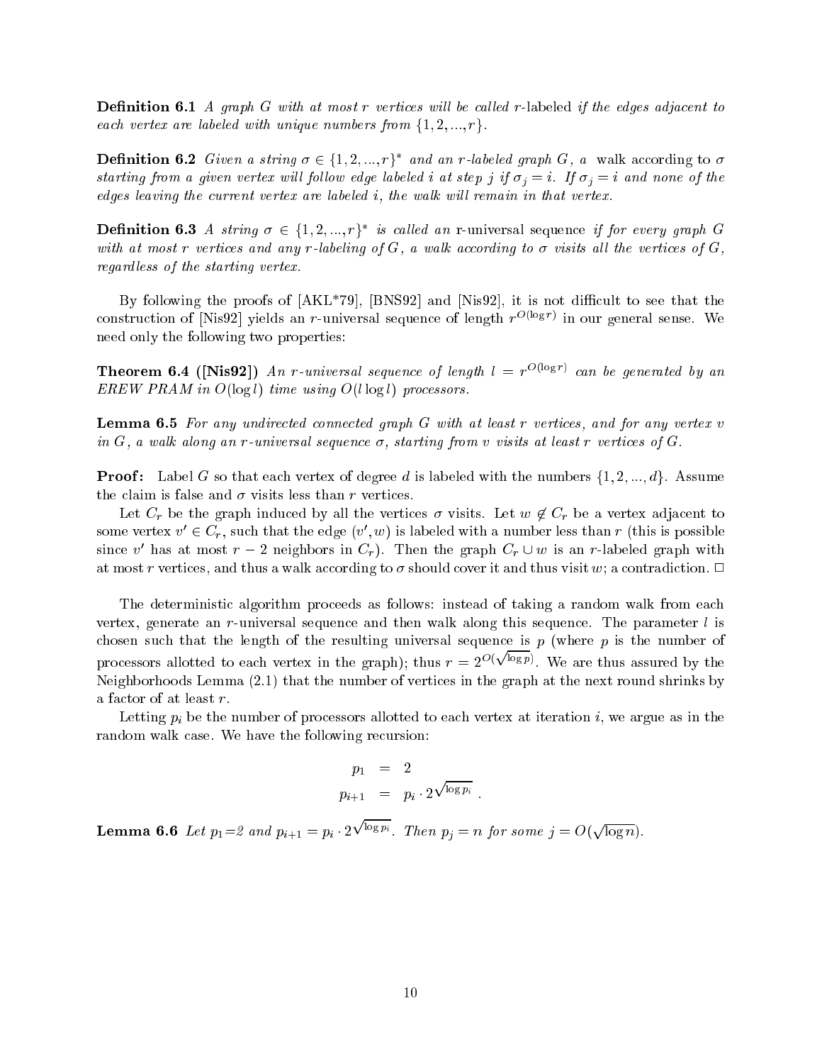**Definition 6.1** *A graph $G$ with at most $r$ vertices will be called* $r$-labeled *if the edges adjacent to each vertex are labeled with unique numbers from $\{1, 2, ..., r\}$.*

**Definition 6.2** *Given a string $\sigma \in \{1, 2, ..., r\}^*$ and an $r$-labeled graph $G$, a* walk according to $\sigma$ *starting from a given vertex will follow edge labeled $i$ at step $j$ if $\sigma_j = i$. If $\sigma_j = i$ and none of the edges leaving the current vertex are labeled $i$, the walk will remain in that vertex.*

**Definition 6.3** *A string $\sigma \in \{1, 2, ..., r\}^*$ is called an* r-universal sequence *if for every graph $G$ with at most $r$ vertices and any $r$-labeling of $G$, a walk according to $\sigma$ visits all the vertices of $G$, regardless of the starting vertex.*

By following the proofs of [AKL*79], [BNS92] and [Nis92], it is not difficult to see that the construction of [Nis92] yields an $r$-universal sequence of length $r^{O(\log r)}$ in our general sense. We need only the following two properties:

**Theorem 6.4 ([Nis92])** *An $r$-universal sequence of length $l = r^{O(\log r)}$ can be generated by an EREW PRAM in $O(\log l)$ time using $O(l \log l)$ processors.*

**Lemma 6.5** *For any undirected connected graph $G$ with at least $r$ vertices, and for any vertex $v$ in $G$, a walk along an $r$-universal sequence $\sigma$, starting from $v$ visits at least $r$ vertices of $G$.*

**Proof:** Label $G$ so that each vertex of degree $d$ is labeled with the numbers $\{1, 2, ..., d\}$. Assume the claim is false and $\sigma$ visits less than $r$ vertices.

Let $C_r$ be the graph induced by all the vertices $\sigma$ visits. Let $w \notin C_r$ be a vertex adjacent to some vertex $v' \in C_r$, such that the edge $(v', w)$ is labeled with a number less than $r$ (this is possible since $v'$ has at most $r - 2$ neighbors in $C_r$). Then the graph $C_r \cup w$ is an $r$-labeled graph with at most $r$ vertices, and thus a walk according to $\sigma$ should cover it and thus visit $w$; a contradiction. $\Box$

The deterministic algorithm proceeds as follows: instead of taking a random walk from each vertex, generate an $r$-universal sequence and then walk along this sequence. The parameter $l$ is chosen such that the length of the resulting universal sequence is $p$ (where $p$ is the number of processors allotted to each vertex in the graph); thus $r = 2^{O(\sqrt{\log p})}$. We are thus assured by the Neighborhoods Lemma (2.1) that the number of vertices in the graph at the next round shrinks by a factor of at least $r$.

Letting $p_i$ be the number of processors allotted to each vertex at iteration $i$, we argue as in the random walk case. We have the following recursion:

$$
\begin{aligned}
p_1 &= 2 \\
p_{i+1} &= p_i \cdot 2^{\sqrt{\log p_i}} .
\end{aligned}
$$

**Lemma 6.6** *Let $p_1$=2 and $p_{i+1} = p_i \cdot 2^{\sqrt{\log p_i}}$. Then $p_j = n$ for some $j = O(\sqrt{\log n})$.*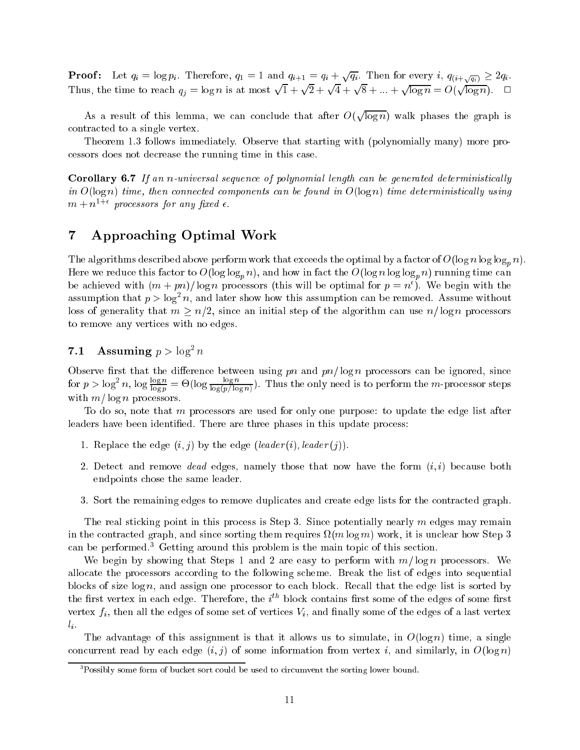**Proof:** Let $q_i = \log p_i$. Therefore, $q_1 = 1$ and $q_{i+1} = q_i + \sqrt{q_i}$. Then for every $i$, $q_{(i+\sqrt{q_i})} \geq 2q_i$. Thus, the time to reach $q_j = \log n$ is at most $\sqrt{1} + \sqrt{2} + \sqrt{4} + \sqrt{8} + ... + \sqrt{\log n} = O(\sqrt{\log n})$. □

As a result of this lemma, we can conclude that after $O(\sqrt{\log n})$ walk phases the graph is contracted to a single vertex.

Theorem 1.3 follows immediately. Observe that starting with (polynomially many) more processors does not decrease the running time in this case.

**Corollary 6.7** *If an $n$-universal sequence of polynomial length can be generated deterministically in $O(\log n)$ time, then connected components can be found in $O(\log n)$ time deterministically using $m + n^{1+\epsilon}$ processors for any fixed $\epsilon$.*

# 7 Approaching Optimal Work

The algorithms described above perform work that exceeds the optimal by a factor of $O(\log n \log \log_p n)$. Here we reduce this factor to $O(\log \log_p n)$, and how in fact the $O(\log n \log \log_p n)$ running time can be achieved with $(m + pn)/\log n$ processors (this will be optimal for $p = n^\epsilon$). We begin with the assumption that $p > \log^2 n$, and later show how this assumption can be removed. Assume without loss of generality that $m \geq n/2$, since an initial step of the algorithm can use $n/\log n$ processors to remove any vertices with no edges.

## 7.1 Assuming $p > \log^2 n$

Observe first that the difference between using $pn$ and $pn/\log n$ processors can be ignored, since for $p > \log^2 n$, $\log \frac{\log n}{\log p} = \Theta(\log \frac{\log n}{\log(p/\log n)})$. Thus the only need is to perform the $m$-processor steps with $m/\log n$ processors.

To do so, note that $m$ processors are used for only one purpose: to update the edge list after leaders have been identified. There are three phases in this update process:

1. Replace the edge $(i, j)$ by the edge $(leader(i), leader(j))$.
2. Detect and remove *dead* edges, namely those that now have the form $(i, i)$ because both endpoints chose the same leader.
3. Sort the remaining edges to remove duplicates and create edge lists for the contracted graph.

The real sticking point in this process is Step 3. Since potentially nearly $m$ edges may remain in the contracted graph, and since sorting them requires $\Omega(m \log m)$ work, it is unclear how Step 3 can be performed.[3] Getting around this problem is the main topic of this section.

We begin by showing that Steps 1 and 2 are easy to perform with $m/\log n$ processors. We allocate the processors according to the following scheme. Break the list of edges into sequential blocks of size $\log n$, and assign one processor to each block. Recall that the edge list is sorted by the first vertex in each edge. Therefore, the $i^{th}$ block contains first some of the edges of some first vertex $f_i$, then all the edges of some set of vertices $V_i$, and finally some of the edges of a last vertex $l_i$.

The advantage of this assignment is that it allows us to simulate, in $O(\log n)$ time, a single concurrent read by each edge $(i, j)$ of some information from vertex $i$, and similarly, in $O(\log n)$

[3] Possibly some form of bucket sort could be used to circumvent the sorting lower bound.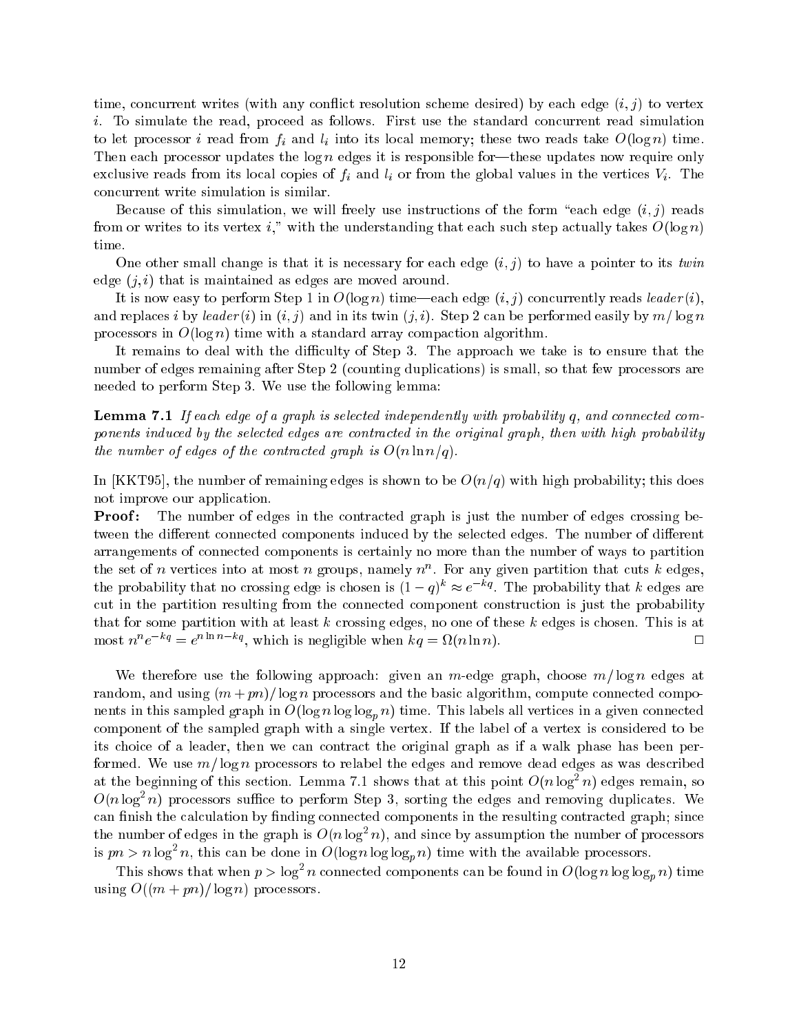time, concurrent writes (with any conflict resolution scheme desired) by each edge $(i, j)$ to vertex $i$. To simulate the read, proceed as follows. First use the standard concurrent read simulation to let processor $i$ read from $f_i$ and $l_i$ into its local memory; these two reads take $O(\log n)$ time. Then each processor updates the $\log n$ edges it is responsible for—these updates now require only exclusive reads from its local copies of $f_i$ and $l_i$ or from the global values in the vertices $V_i$. The concurrent write simulation is similar.

Because of this simulation, we will freely use instructions of the form "each edge $(i, j)$ reads from or writes to its vertex $i$," with the understanding that each such step actually takes $O(\log n)$ time.

One other small change is that it is necessary for each edge $(i, j)$ to have a pointer to its *twin* edge $(j, i)$ that is maintained as edges are moved around.

It is now easy to perform Step 1 in $O(\log n)$ time—each edge $(i, j)$ concurrently reads *leader*$(i)$, and replaces $i$ by *leader*$(i)$ in $(i, j)$ and in its twin $(j, i)$. Step 2 can be performed easily by $m/\log n$ processors in $O(\log n)$ time with a standard array compaction algorithm.

It remains to deal with the difficulty of Step 3. The approach we take is to ensure that the number of edges remaining after Step 2 (counting duplications) is small, so that few processors are needed to perform Step 3. We use the following lemma:

**Lemma 7.1** *If each edge of a graph is selected independently with probability $q$, and connected components induced by the selected edges are contracted in the original graph, then with high probability the number of edges of the contracted graph is $O(n \ln n/q)$.*

In [KKT95], the number of remaining edges is shown to be $O(n/q)$ with high probability; this does not improve our application.

**Proof:** The number of edges in the contracted graph is just the number of edges crossing between the different connected components induced by the selected edges. The number of different arrangements of connected components is certainly no more than the number of ways to partition the set of $n$ vertices into at most $n$ groups, namely $n^n$. For any given partition that cuts $k$ edges, the probability that no crossing edge is chosen is $(1-q)^k \approx e^{-kq}$. The probability that $k$ edges are cut in the partition resulting from the connected component construction is just the probability that for some partition with at least $k$ crossing edges, no one of these $k$ edges is chosen. This is at most $n^n e^{-kq} = e^{n \ln n - kq}$, which is negligible when $kq = \Omega(n \ln n)$. □

We therefore use the following approach: given an $m$-edge graph, choose $m/\log n$ edges at random, and using $(m + pn)/\log n$ processors and the basic algorithm, compute connected components in this sampled graph in $O(\log n \log \log_p n)$ time. This labels all vertices in a given connected component of the sampled graph with a single vertex. If the label of a vertex is considered to be its choice of a leader, then we can contract the original graph as if a walk phase has been performed. We use $m/\log n$ processors to relabel the edges and remove dead edges as was described at the beginning of this section. Lemma 7.1 shows that at this point $O(n \log^2 n)$ edges remain, so $O(n \log^2 n)$ processors suffice to perform Step 3, sorting the edges and removing duplicates. We can finish the calculation by finding connected components in the resulting contracted graph; since the number of edges in the graph is $O(n \log^2 n)$, and since by assumption the number of processors is $pn > n \log^2 n$, this can be done in $O(\log n \log \log_p n)$ time with the available processors.

This shows that when $p > \log^2 n$ connected components can be found in $O(\log n \log \log_p n)$ time using $O((m + pn)/\log n)$ processors.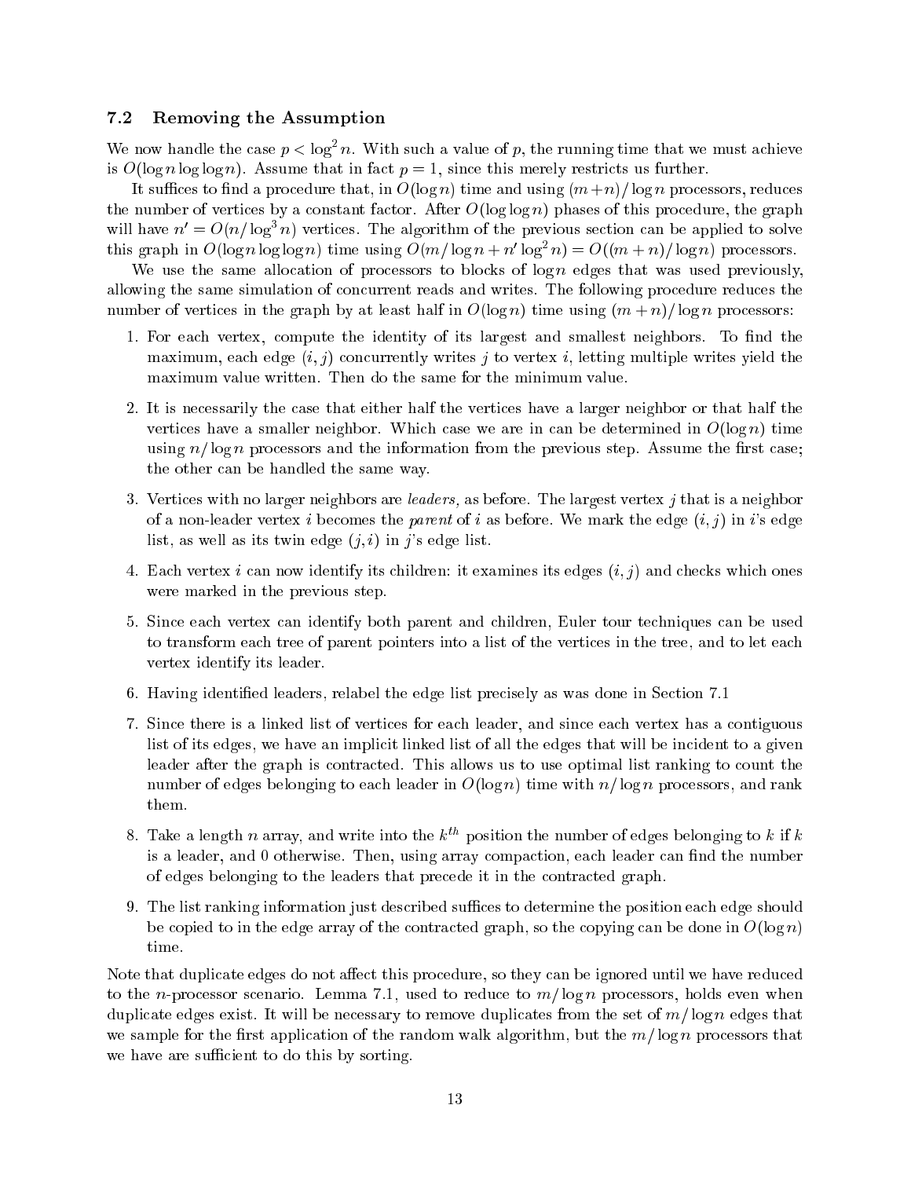### 7.2 Removing the Assumption

We now handle the case $p < \log^2 n$. With such a value of $p$, the running time that we must achieve is $O(\log n \log \log n)$. Assume that in fact $p = 1$, since this merely restricts us further.

It suffices to find a procedure that, in $O(\log n)$ time and using $(m+n)/\log n$ processors, reduces the number of vertices by a constant factor. After $O(\log \log n)$ phases of this procedure, the graph will have $n' = O(n/\log^3 n)$ vertices. The algorithm of the previous section can be applied to solve this graph in $O(\log n \log \log n)$ time using $O(m/\log n + n' \log^2 n) = O((m+n)/\log n)$ processors.

We use the same allocation of processors to blocks of $\log n$ edges that was used previously, allowing the same simulation of concurrent reads and writes. The following procedure reduces the number of vertices in the graph by at least half in $O(\log n)$ time using $(m+n)/\log n$ processors:

1. For each vertex, compute the identity of its largest and smallest neighbors. To find the maximum, each edge $(i, j)$ concurrently writes $j$ to vertex $i$, letting multiple writes yield the maximum value written. Then do the same for the minimum value.
2. It is necessarily the case that either half the vertices have a larger neighbor or that half the vertices have a smaller neighbor. Which case we are in can be determined in $O(\log n)$ time using $n/\log n$ processors and the information from the previous step. Assume the first case; the other can be handled the same way.
3. Vertices with no larger neighbors are *leaders*, as before. The largest vertex $j$ that is a neighbor of a non-leader vertex $i$ becomes the *parent* of $i$ as before. We mark the edge $(i, j)$ in $i$'s edge list, as well as its twin edge $(j, i)$ in $j$'s edge list.
4. Each vertex $i$ can now identify its children: it examines its edges $(i, j)$ and checks which ones were marked in the previous step.
5. Since each vertex can identify both parent and children, Euler tour techniques can be used to transform each tree of parent pointers into a list of the vertices in the tree, and to let each vertex identify its leader.
6. Having identified leaders, relabel the edge list precisely as was done in Section 7.1
7. Since there is a linked list of vertices for each leader, and since each vertex has a contiguous list of its edges, we have an implicit linked list of all the edges that will be incident to a given leader after the graph is contracted. This allows us to use optimal list ranking to count the number of edges belonging to each leader in $O(\log n)$ time with $n/\log n$ processors, and rank them.
8. Take a length $n$ array, and write into the $k^{th}$ position the number of edges belonging to $k$ if $k$ is a leader, and 0 otherwise. Then, using array compaction, each leader can find the number of edges belonging to the leaders that precede it in the contracted graph.
9. The list ranking information just described suffices to determine the position each edge should be copied to in the edge array of the contracted graph, so the copying can be done in $O(\log n)$ time.

Note that duplicate edges do not affect this procedure, so they can be ignored until we have reduced to the $n$-processor scenario. Lemma 7.1, used to reduce to $m/\log n$ processors, holds even when duplicate edges exist. It will be necessary to remove duplicates from the set of $m/\log n$ edges that we sample for the first application of the random walk algorithm, but the $m/\log n$ processors that we have are sufficient to do this by sorting.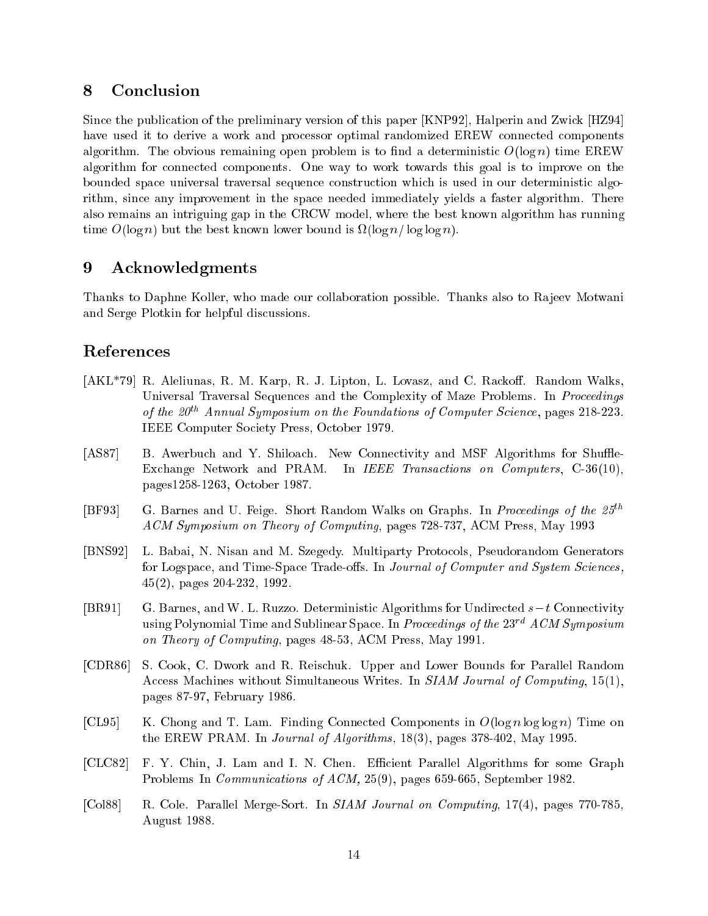## 8 Conclusion

Since the publication of the preliminary version of this paper [KNP92], Halperin and Zwick [HZ94] have used it to derive a work and processor optimal randomized EREW connected components algorithm. The obvious remaining open problem is to find a deterministic $O(\log n)$ time EREW algorithm for connected components. One way to work towards this goal is to improve on the bounded space universal traversal sequence construction which is used in our deterministic algorithm, since any improvement in the space needed immediately yields a faster algorithm. There also remains an intriguing gap in the CRCW model, where the best known algorithm has running time $O(\log n)$ but the best known lower bound is $\Omega(\log n / \log \log n)$.

## 9 Acknowledgments

Thanks to Daphne Koller, who made our collaboration possible. Thanks also to Rajeev Motwani and Serge Plotkin for helpful discussions.

## References

[AKL*79] R. Aleliunas, R. M. Karp, R. J. Lipton, L. Lovasz, and C. Rackoff. Random Walks, Universal Traversal Sequences and the Complexity of Maze Problems. In *Proceedings of the 20$^{th}$ Annual Symposium on the Foundations of Computer Science*, pages 218-223. IEEE Computer Society Press, October 1979.

[AS87] B. Awerbuch and Y. Shiloach. New Connectivity and MSF Algorithms for Shuffle-Exchange Network and PRAM. In *IEEE Transactions on Computers*, C-36(10), pages1258-1263, October 1987.

[BF93] G. Barnes and U. Feige. Short Random Walks on Graphs. In *Proceedings of the 25$^{th}$ ACM Symposium on Theory of Computing*, pages 728-737, ACM Press, May 1993

[BNS92] L. Babai, N. Nisan and M. Szegedy. Multiparty Protocols, Pseudorandom Generators for Logspace, and Time-Space Trade-offs. In *Journal of Computer and System Sciences*, 45(2), pages 204-232, 1992.

[BR91] G. Barnes, and W. L. Ruzzo. Deterministic Algorithms for Undirected $s-t$ Connectivity using Polynomial Time and Sublinear Space. In *Proceedings of the 23$^{rd}$ ACM Symposium on Theory of Computing*, pages 48-53, ACM Press, May 1991.

[CDR86] S. Cook, C. Dwork and R. Reischuk. Upper and Lower Bounds for Parallel Random Access Machines without Simultaneous Writes. In *SIAM Journal of Computing*, 15(1), pages 87-97, February 1986.

[CL95] K. Chong and T. Lam. Finding Connected Components in $O(\log n \log \log n)$ Time on the EREW PRAM. In *Journal of Algorithms*, 18(3), pages 378-402, May 1995.

[CLC82] F. Y. Chin, J. Lam and I. N. Chen. Efficient Parallel Algorithms for some Graph Problems In *Communications of ACM*, 25(9), pages 659-665, September 1982.

[Col88] R. Cole. Parallel Merge-Sort. In *SIAM Journal on Computing*, 17(4), pages 770-785, August 1988.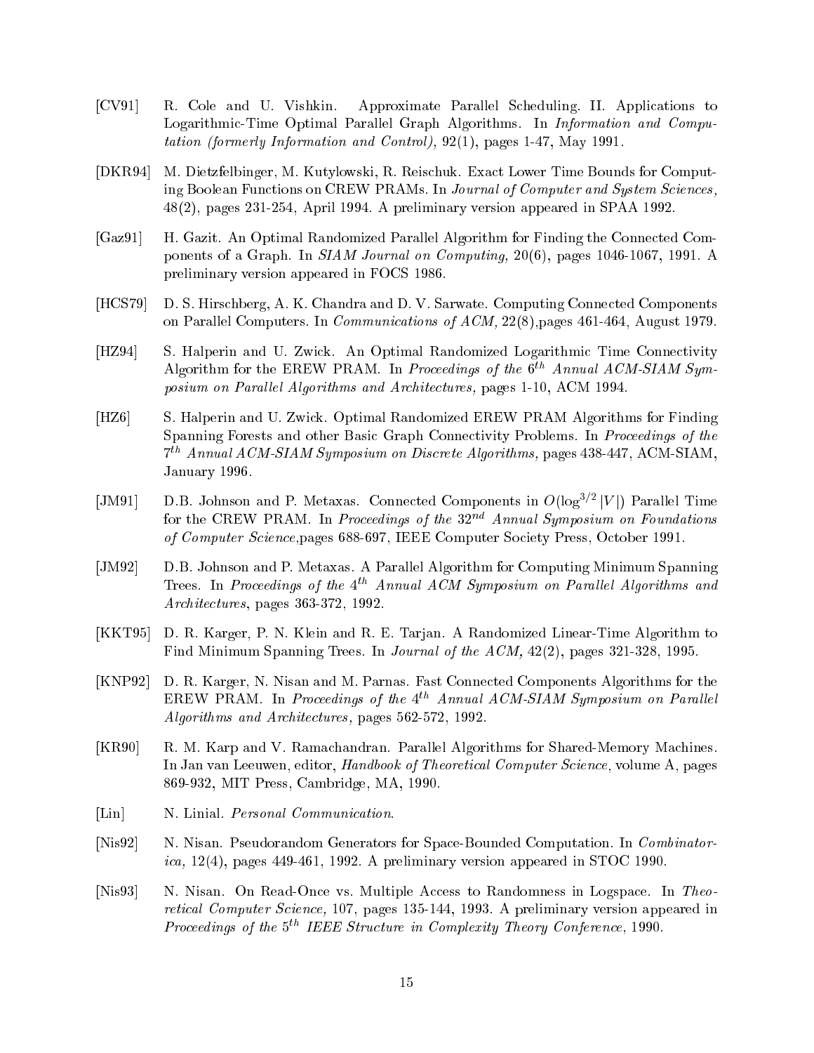[CV91] R. Cole and U. Vishkin. Approximate Parallel Scheduling. II. Applications to Logarithmic-Time Optimal Parallel Graph Algorithms. In *Information and Computation (formerly Information and Control)*, 92(1), pages 1-47, May 1991.

[DKR94] M. Dietzfelbinger, M. Kutylowski, R. Reischuk. Exact Lower Time Bounds for Computing Boolean Functions on CREW PRAMs. In *Journal of Computer and System Sciences*, 48(2), pages 231-254, April 1994. A preliminary version appeared in SPAA 1992.

[Gaz91] H. Gazit. An Optimal Randomized Parallel Algorithm for Finding the Connected Components of a Graph. In *SIAM Journal on Computing*, 20(6), pages 1046-1067, 1991. A preliminary version appeared in FOCS 1986.

[HCS79] D. S. Hirschberg, A. K. Chandra and D. V. Sarwate. Computing Connected Components on Parallel Computers. In *Communications of ACM*, 22(8),pages 461-464, August 1979.

[HZ94] S. Halperin and U. Zwick. An Optimal Randomized Logarithmic Time Connectivity Algorithm for the EREW PRAM. In *Proceedings of the $6^{th}$ Annual ACM-SIAM Symposium on Parallel Algorithms and Architectures,* pages 1-10, ACM 1994.

[HZ6] S. Halperin and U. Zwick. Optimal Randomized EREW PRAM Algorithms for Finding Spanning Forests and other Basic Graph Connectivity Problems. In *Proceedings of the $7^{th}$ Annual ACM-SIAM Symposium on Discrete Algorithms,* pages 438-447, ACM-SIAM, January 1996.

[JM91] D.B. Johnson and P. Metaxas. Connected Components in $O(\log^{3/2}|V|)$ Parallel Time for the CREW PRAM. In *Proceedings of the $32^{nd}$ Annual Symposium on Foundations of Computer Science*,pages 688-697, IEEE Computer Society Press, October 1991.

[JM92] D.B. Johnson and P. Metaxas. A Parallel Algorithm for Computing Minimum Spanning Trees. In *Proceedings of the $4^{th}$ Annual ACM Symposium on Parallel Algorithms and Architectures*, pages 363-372, 1992.

[KKT95] D. R. Karger, P. N. Klein and R. E. Tarjan. A Randomized Linear-Time Algorithm to Find Minimum Spanning Trees. In *Journal of the ACM,* 42(2), pages 321-328, 1995.

[KNP92] D. R. Karger, N. Nisan and M. Parnas. Fast Connected Components Algorithms for the EREW PRAM. In *Proceedings of the $4^{th}$ Annual ACM-SIAM Symposium on Parallel Algorithms and Architectures,* pages 562-572, 1992.

[KR90] R. M. Karp and V. Ramachandran. Parallel Algorithms for Shared-Memory Machines. In Jan van Leeuwen, editor, *Handbook of Theoretical Computer Science*, volume A, pages 869-932, MIT Press, Cambridge, MA, 1990.

[Lin] N. Linial. *Personal Communication*.

[Nis92] N. Nisan. Pseudorandom Generators for Space-Bounded Computation. In *Combinatorica,* 12(4), pages 449-461, 1992. A preliminary version appeared in STOC 1990.

[Nis93] N. Nisan. On Read-Once vs. Multiple Access to Randomness in Logspace. In *Theoretical Computer Science,* 107, pages 135-144, 1993. A preliminary version appeared in *Proceedings of the $5^{th}$ IEEE Structure in Complexity Theory Conference*, 1990.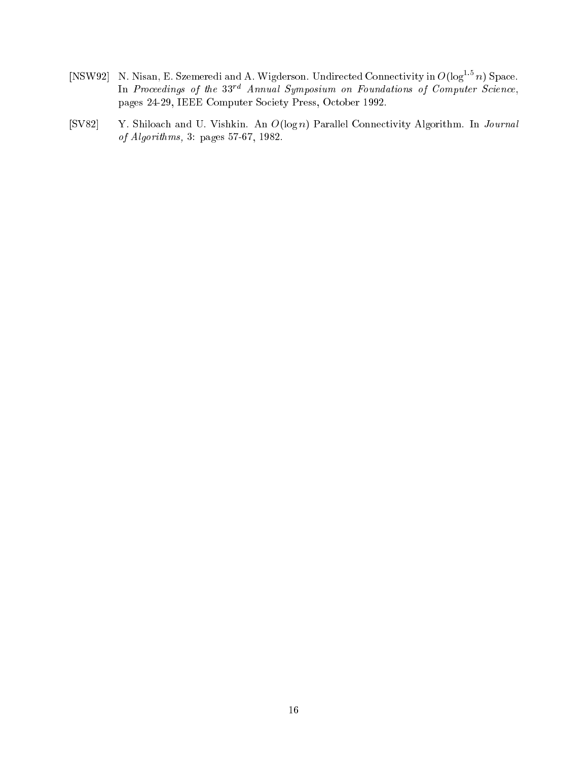[NSW92] N. Nisan, E. Szemeredi and A. Wigderson. Undirected Connectivity in $O(\log^{1.5} n)$ Space. In *Proceedings of the* $33^{rd}$ *Annual Symposium on Foundations of Computer Science*, pages 24-29, IEEE Computer Society Press, October 1992.

[SV82] Y. Shiloach and U. Vishkin. An $O(\log n)$ Parallel Connectivity Algorithm. In *Journal of Algorithms,* 3: pages 57-67, 1982.